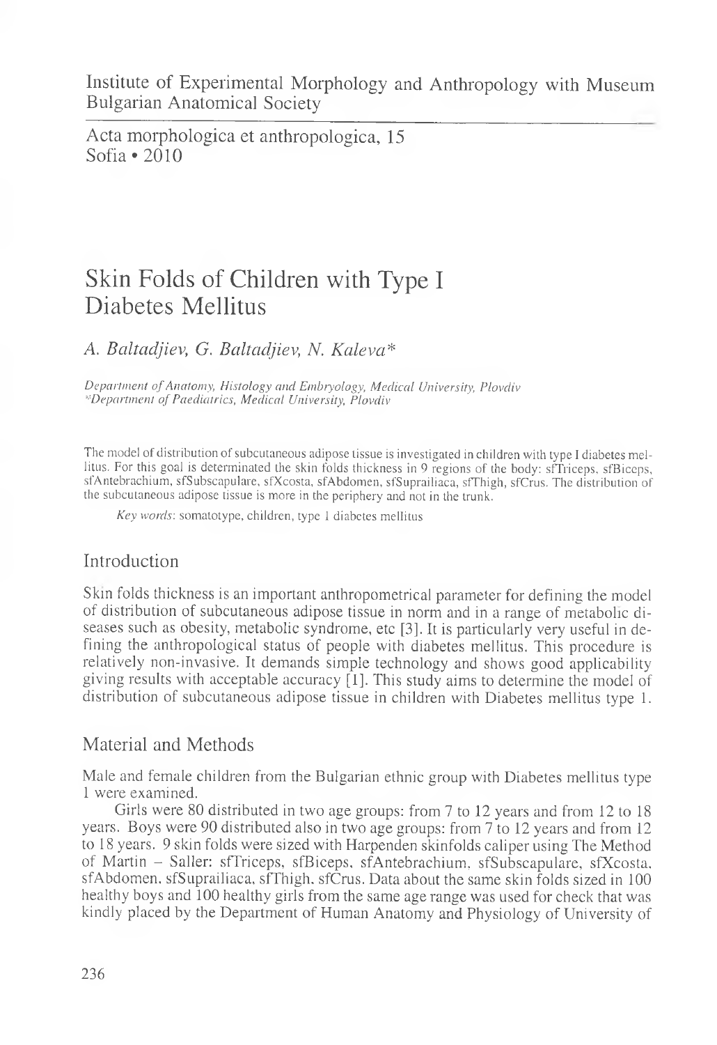Institute of Experimental Morphology and Anthropology with Museum
Bulgarian Anatomical Society

Acta morphologica et anthropologica, 15
Sofia • 2010

# Skin Folds of Children with Type I Diabetes Mellitus

*A. Baltadjiev, G. Baltadjiev, N. Kaleva**

*Department of Anatomy, Histology and Embryology, Medical University, Plovdiv*
**Department of Paediatrics, Medical University, Plovdiv*

The model of distribution of subcutaneous adipose tissue is investigated in children with type I diabetes mellitus. For this goal is determinated the skin folds thickness in 9 regions of the body: sfTriceps, sfBiceps, sfAntebrachium, sfSubscapulare, sfXcosta, sfAbdomen, sfSuprailiaca, sfThigh, sfCrus. The distribution of the subcutaneous adipose tissue is more in the periphery and not in the trunk.

*Key words*: somatotype, children, type 1 diabetes mellitus

## Introduction

Skin folds thickness is an important anthropometrical parameter for defining the model of distribution of subcutaneous adipose tissue in norm and in a range of metabolic diseases such as obesity, metabolic syndrome, etc [3]. It is particularly very useful in defining the anthropological status of people with diabetes mellitus. This procedure is relatively non-invasive. It demands simple technology and shows good applicability giving results with acceptable accuracy [1]. This study aims to determine the model of distribution of subcutaneous adipose tissue in children with Diabetes mellitus type 1.

## Material and Methods

Male and female children from the Bulgarian ethnic group with Diabetes mellitus type 1 were examined.

Girls were 80 distributed in two age groups: from 7 to 12 years and from 12 to 18 years. Boys were 90 distributed also in two age groups: from 7 to 12 years and from 12 to 18 years. 9 skin folds were sized with Harpenden skinfolds caliper using The Method of Martin – Saller: sfTriceps, sfBiceps, sfAntebrachium, sfSubscapulare, sfXcosta, sfAbdomen, sfSuprailiaca, sfThigh, sfCrus. Data about the same skin folds sized in 100 healthy boys and 100 healthy girls from the same age range was used for check that was kindly placed by the Department of Human Anatomy and Physiology of University of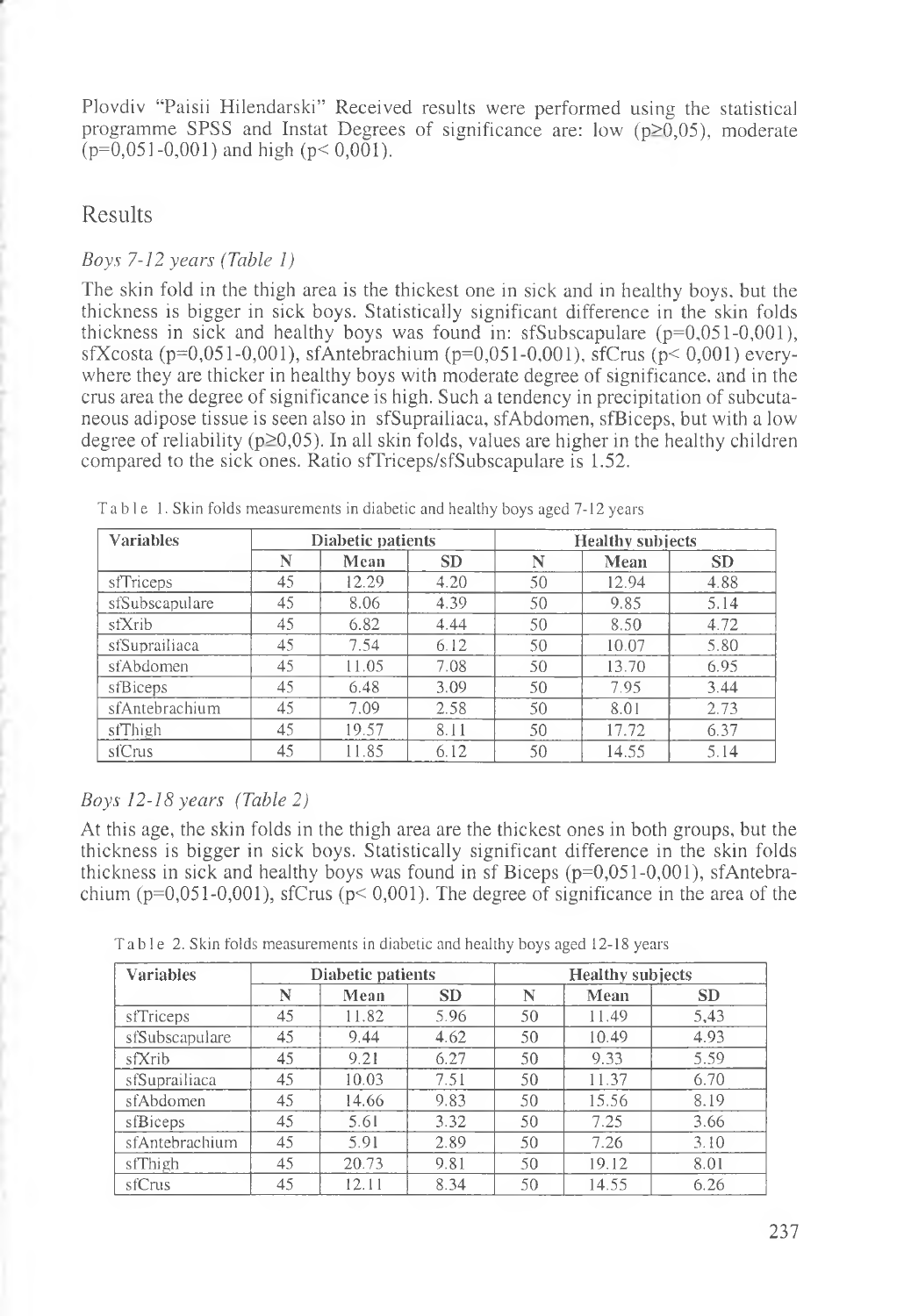Plovdiv "Paisii Hilendarski" Received results were performed using the statistical programme SPSS and Instat Degrees of significance are: low ($p \geq 0{,}05$), moderate ($p=0{,}051$-$0{,}001$) and high ($p< 0{,}001$).

## Results

### *Boys 7-12 years (Table 1)*

The skin fold in the thigh area is the thickest one in sick and in healthy boys, but the thickness is bigger in sick boys. Statistically significant difference in the skin folds thickness in sick and healthy boys was found in: sfSubscapulare ($p=0{,}051$-$0{,}001$), sfXcosta ($p=0{,}051$-$0{,}001$), sfAntebrachium ($p=0{,}051$-$0{,}001$), sfCrus ($p< 0{,}001$) everywhere they are thicker in healthy boys with moderate degree of significance, and in the crus area the degree of significance is high. Such a tendency in precipitation of subcutaneous adipose tissue is seen also in sfSuprailiaca, sfAbdomen, sfBiceps, but with a low degree of reliability ($p \geq 0{,}05$). In all skin folds, values are higher in the healthy children compared to the sick ones. Ratio sfTriceps/sfSubscapulare is 1.52.

Table 1. Skin folds measurements in diabetic and healthy boys aged 7-12 years

| Variables | Diabetic patients | | | Healthy subjects | | |
|---|---|---|---|---|---|---|
| | N | Mean | SD | N | Mean | SD |
| sfTriceps | 45 | 12.29 | 4.20 | 50 | 12.94 | 4.88 |
| sfSubscapulare | 45 | 8.06 | 4.39 | 50 | 9.85 | 5.14 |
| sfXrib | 45 | 6.82 | 4.44 | 50 | 8.50 | 4.72 |
| sfSuprailiaca | 45 | 7.54 | 6.12 | 50 | 10.07 | 5.80 |
| sfAbdomen | 45 | 11.05 | 7.08 | 50 | 13.70 | 6.95 |
| sfBiceps | 45 | 6.48 | 3.09 | 50 | 7.95 | 3.44 |
| sfAntebrachium | 45 | 7.09 | 2.58 | 50 | 8.01 | 2.73 |
| sfThigh | 45 | 19.57 | 8.11 | 50 | 17.72 | 6.37 |
| sfCrus | 45 | 11.85 | 6.12 | 50 | 14.55 | 5.14 |

### *Boys 12-18 years (Table 2)*

At this age, the skin folds in the thigh area are the thickest ones in both groups, but the thickness is bigger in sick boys. Statistically significant difference in the skin folds thickness in sick and healthy boys was found in sf Biceps ($p=0{,}051$-$0{,}001$), sfAntebrachium ($p=0{,}051$-$0{,}001$), sfCrus ($p< 0{,}001$). The degree of significance in the area of the

Table 2. Skin folds measurements in diabetic and healthy boys aged 12-18 years

| Variables | Diabetic patients | | | Healthy subjects | | |
|---|---|---|---|---|---|---|
| | N | Mean | SD | N | Mean | SD |
| sfTriceps | 45 | 11.82 | 5.96 | 50 | 11.49 | 5,43 |
| sfSubscapulare | 45 | 9.44 | 4.62 | 50 | 10.49 | 4.93 |
| sfXrib | 45 | 9.21 | 6.27 | 50 | 9.33 | 5.59 |
| sfSuprailiaca | 45 | 10.03 | 7.51 | 50 | 11.37 | 6.70 |
| sfAbdomen | 45 | 14.66 | 9.83 | 50 | 15.56 | 8.19 |
| sfBiceps | 45 | 5.61 | 3.32 | 50 | 7.25 | 3.66 |
| sfAntebrachium | 45 | 5.91 | 2.89 | 50 | 7.26 | 3.10 |
| sfThigh | 45 | 20.73 | 9.81 | 50 | 19.12 | 8.01 |
| sfCrus | 45 | 12.11 | 8.34 | 50 | 14.55 | 6.26 |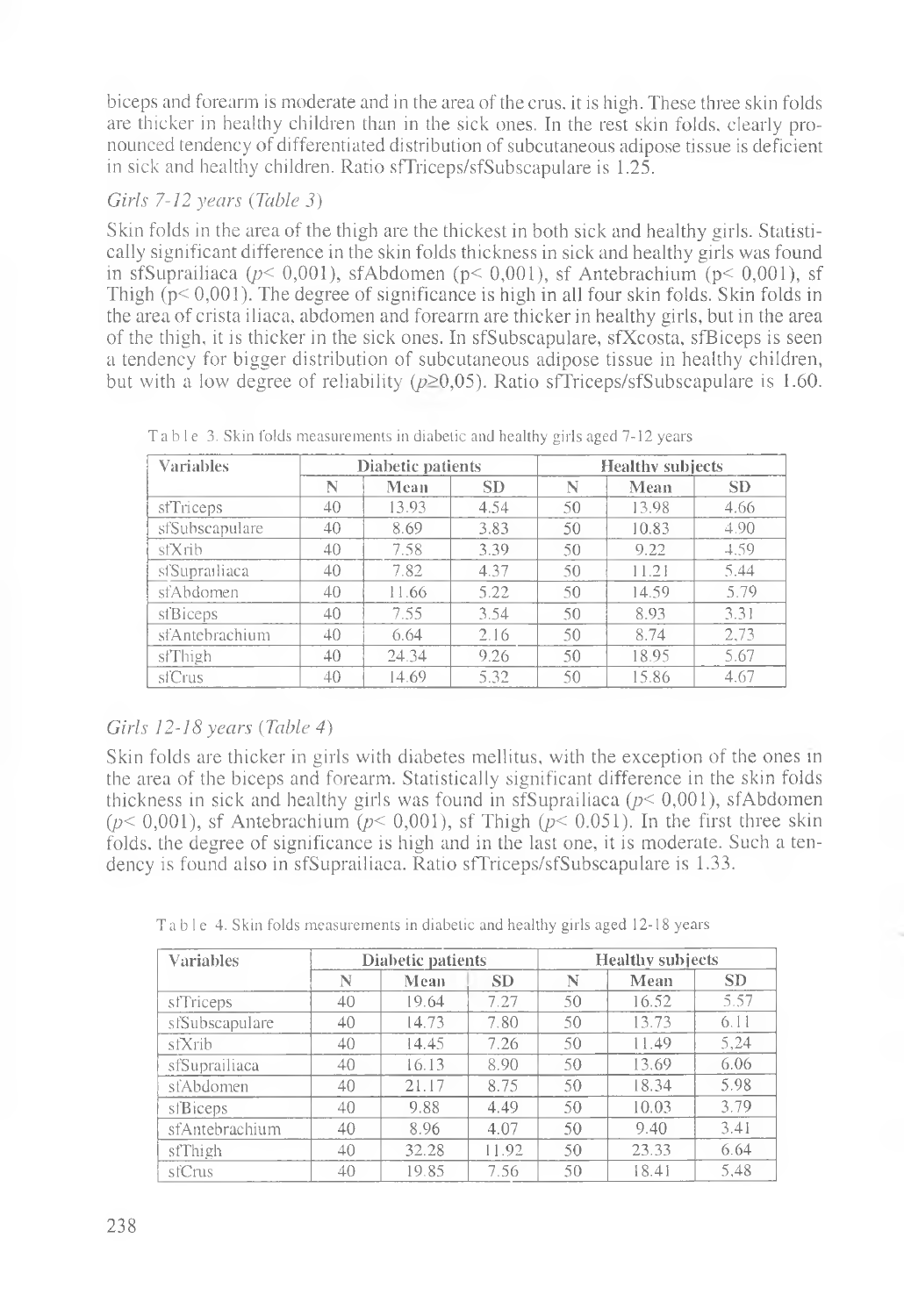biceps and forearm is moderate and in the area of the crus. it is high. These three skin folds are thicker in healthy children than in the sick ones. In the rest skin folds, clearly pronounced tendency of differentiated distribution of subcutaneous adipose tissue is deficient in sick and healthy children. Ratio sfTriceps/sfSubscapulare is 1.25.

### *Girls 7-12 years (Table 3)*

Skin folds in the area of the thigh are the thickest in both sick and healthy girls. Statistically significant difference in the skin folds thickness in sick and healthy girls was found in sfSuprailiaca ($p < 0,001$), sfAbdomen ($p < 0,001$), sf Antebrachium ($p < 0,001$), sf Thigh ($p < 0,001$). The degree of significance is high in all four skin folds. Skin folds in the area of crista iliaca, abdomen and forearm are thicker in healthy girls, but in the area of the thigh, it is thicker in the sick ones. In sfSubscapulare, sfXcosta, sfBiceps is seen a tendency for bigger distribution of subcutaneous adipose tissue in healthy children, but with a low degree of reliability ($p \geq 0,05$). Ratio sfTriceps/sfSubscapulare is 1.60.

Table 3. Skin folds measurements in diabetic and healthy girls aged 7-12 years

| Variables | Diabetic patients | | | Healthy subjects | | |
|---|---|---|---|---|---|---|
| | N | Mean | SD | N | Mean | SD |
| sfTriceps | 40 | 13.93 | 4.54 | 50 | 13.98 | 4.66 |
| sfSubscapulare | 40 | 8.69 | 3.83 | 50 | 10.83 | 4.90 |
| sfXrib | 40 | 7.58 | 3.39 | 50 | 9.22 | 4.59 |
| sfSuprailiaca | 40 | 7.82 | 4.37 | 50 | 11.21 | 5.44 |
| sfAbdomen | 40 | 11.66 | 5.22 | 50 | 14.59 | 5.79 |
| sfBiceps | 40 | 7.55 | 3.54 | 50 | 8.93 | 3.31 |
| sfAntebrachium | 40 | 6.64 | 2.16 | 50 | 8.74 | 2.73 |
| sfThigh | 40 | 24.34 | 9.26 | 50 | 18.95 | 5.67 |
| sfCrus | 40 | 14.69 | 5.32 | 50 | 15.86 | 4.67 |

### *Girls 12-18 years (Table 4)*

Skin folds are thicker in girls with diabetes mellitus, with the exception of the ones in the area of the biceps and forearm. Statistically significant difference in the skin folds thickness in sick and healthy girls was found in sfSuprailiaca ($p < 0,001$), sfAbdomen ($p < 0,001$), sf Antebrachium ($p < 0,001$), sf Thigh ($p < 0.051$). In the first three skin folds, the degree of significance is high and in the last one, it is moderate. Such a tendency is found also in sfSuprailiaca. Ratio sfTriceps/sfSubscapulare is 1.33.

Table 4. Skin folds measurements in diabetic and healthy girls aged 12-18 years

| Variables | Diabetic patients | | | Healthy subjects | | |
|---|---|---|---|---|---|---|
| | N | Mean | SD | N | Mean | SD |
| sfTriceps | 40 | 19.64 | 7.27 | 50 | 16.52 | 5.57 |
| sfSubscapulare | 40 | 14.73 | 7.80 | 50 | 13.73 | 6.11 |
| sfXrib | 40 | 14.45 | 7.26 | 50 | 11.49 | 5,24 |
| sfSuprailiaca | 40 | 16.13 | 8.90 | 50 | 13.69 | 6.06 |
| sfAbdomen | 40 | 21.17 | 8.75 | 50 | 18.34 | 5.98 |
| sfBiceps | 40 | 9.88 | 4.49 | 50 | 10.03 | 3.79 |
| sfAntebrachium | 40 | 8.96 | 4.07 | 50 | 9.40 | 3.41 |
| sfThigh | 40 | 32.28 | 11.92 | 50 | 23.33 | 6.64 |
| sfCrus | 40 | 19.85 | 7.56 | 50 | 18.41 | 5,48 |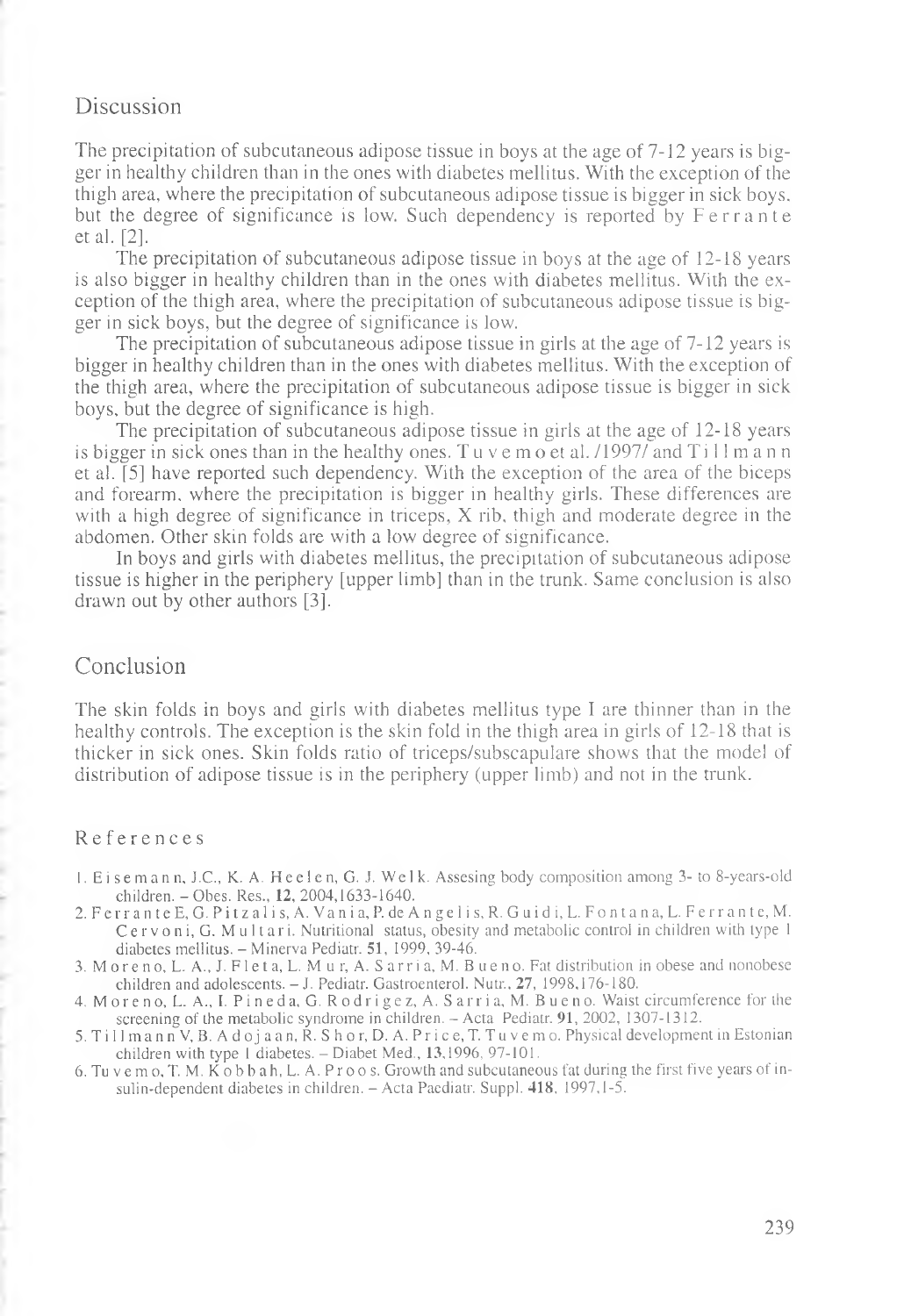## Discussion

The precipitation of subcutaneous adipose tissue in boys at the age of 7-12 years is bigger in healthy children than in the ones with diabetes mellitus. With the exception of the thigh area, where the precipitation of subcutaneous adipose tissue is bigger in sick boys, but the degree of significance is low. Such dependency is reported by Ferrante et al. [2].

The precipitation of subcutaneous adipose tissue in boys at the age of 12-18 years is also bigger in healthy children than in the ones with diabetes mellitus. With the exception of the thigh area, where the precipitation of subcutaneous adipose tissue is bigger in sick boys, but the degree of significance is low.

The precipitation of subcutaneous adipose tissue in girls at the age of 7-12 years is bigger in healthy children than in the ones with diabetes mellitus. With the exception of the thigh area, where the precipitation of subcutaneous adipose tissue is bigger in sick boys, but the degree of significance is high.

The precipitation of subcutaneous adipose tissue in girls at the age of 12-18 years is bigger in sick ones than in the healthy ones. Tuvemo et al. /1997/ and Tillmann et al. [5] have reported such dependency. With the exception of the area of the biceps and forearm, where the precipitation is bigger in healthy girls. These differences are with a high degree of significance in triceps, X rib, thigh and moderate degree in the abdomen. Other skin folds are with a low degree of significance.

In boys and girls with diabetes mellitus, the precipitation of subcutaneous adipose tissue is higher in the periphery [upper limb] than in the trunk. Same conclusion is also drawn out by other authors [3].

## Conclusion

The skin folds in boys and girls with diabetes mellitus type I are thinner than in the healthy controls. The exception is the skin fold in the thigh area in girls of 12-18 that is thicker in sick ones. Skin folds ratio of triceps/subscapulare shows that the model of distribution of adipose tissue is in the periphery (upper limb) and not in the trunk.

### References

1. Eisemann, J.C., K. A. Heelen, G. J. Welk. Assesing body composition among 3- to 8-years-old children. – Obes. Res., **12**, 2004,1633-1640.
2. Ferrante E, G. Pitzalis, A. Vania, P. de Angelis, R. Guidi, L. Fontana, L. Ferrante, M. Cervoni, G. Multari. Nutritional status, obesity and metabolic control in children with type I diabetes mellitus. – Minerva Pediatr. **51**, 1999, 39-46.
3. Moreno, L. A., J. Fleta, L. Mur, A. Sarria, M. Bueno. Fat distribution in obese and nonobese children and adolescents. – J. Pediatr. Gastroenterol. Nutr., **27**, 1998,176-180.
4. Moreno, L. A., I. Pineda, G. Rodrigez, A. Sarria, M. Bueno. Waist circumference for the screening of the metabolic syndrome in children. – Acta Pediatr. **91**, 2002, 1307-1312.
5. Tillmann V, B. Adojaan, R. Shor, D. A. Price, T. Tuvemo. Physical development in Estonian children with type I diabetes. – Diabet Med., **13**,1996, 97-101.
6. Tuvemo, T. M. Kobbah, L. A. Proos. Growth and subcutaneous fat during the first five years of insulin-dependent diabetes in children. – Acta Paediatr. Suppl. **418**, 1997,1-5.